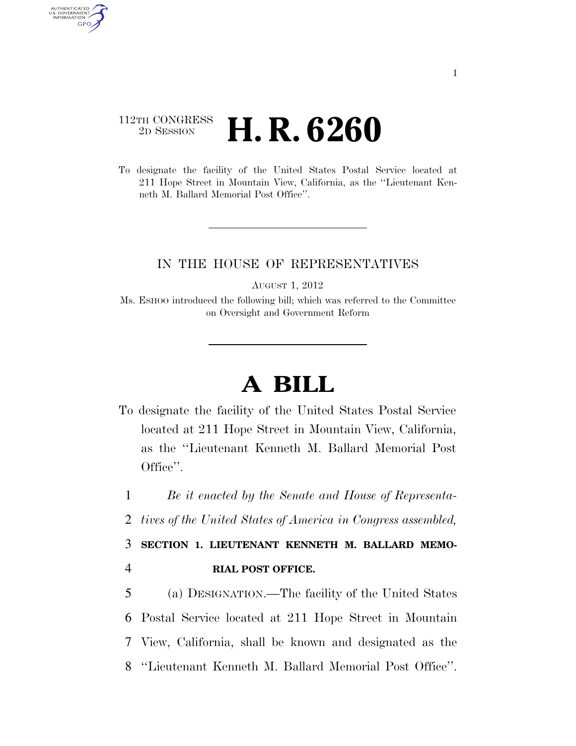112TH CONGRESS
2D SESSION

# H. R. 6260

To designate the facility of the United States Postal Service located at 211 Hope Street in Mountain View, California, as the "Lieutenant Kenneth M. Ballard Memorial Post Office".

IN THE HOUSE OF REPRESENTATIVES

AUGUST 1, 2012

Ms. ESHOO introduced the following bill; which was referred to the Committee on Oversight and Government Reform

# A BILL

To designate the facility of the United States Postal Service located at 211 Hope Street in Mountain View, California, as the "Lieutenant Kenneth M. Ballard Memorial Post Office".

1 *Be it enacted by the Senate and House of Representa-*
2 *tives of the United States of America in Congress assembled,*

3 **SECTION 1. LIEUTENANT KENNETH M. BALLARD MEMO-**
4 **RIAL POST OFFICE.**

5 (a) DESIGNATION.—The facility of the United States
6 Postal Service located at 211 Hope Street in Mountain
7 View, California, shall be known and designated as the
8 "Lieutenant Kenneth M. Ballard Memorial Post Office".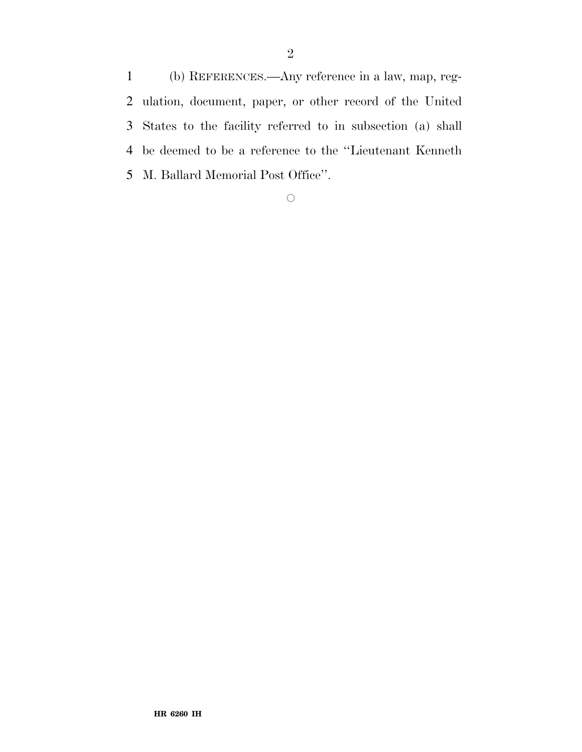(b) REFERENCES.—Any reference in a law, map, regulation, document, paper, or other record of the United States to the facility referred to in subsection (a) shall be deemed to be a reference to the "Lieutenant Kenneth M. Ballard Memorial Post Office".

○